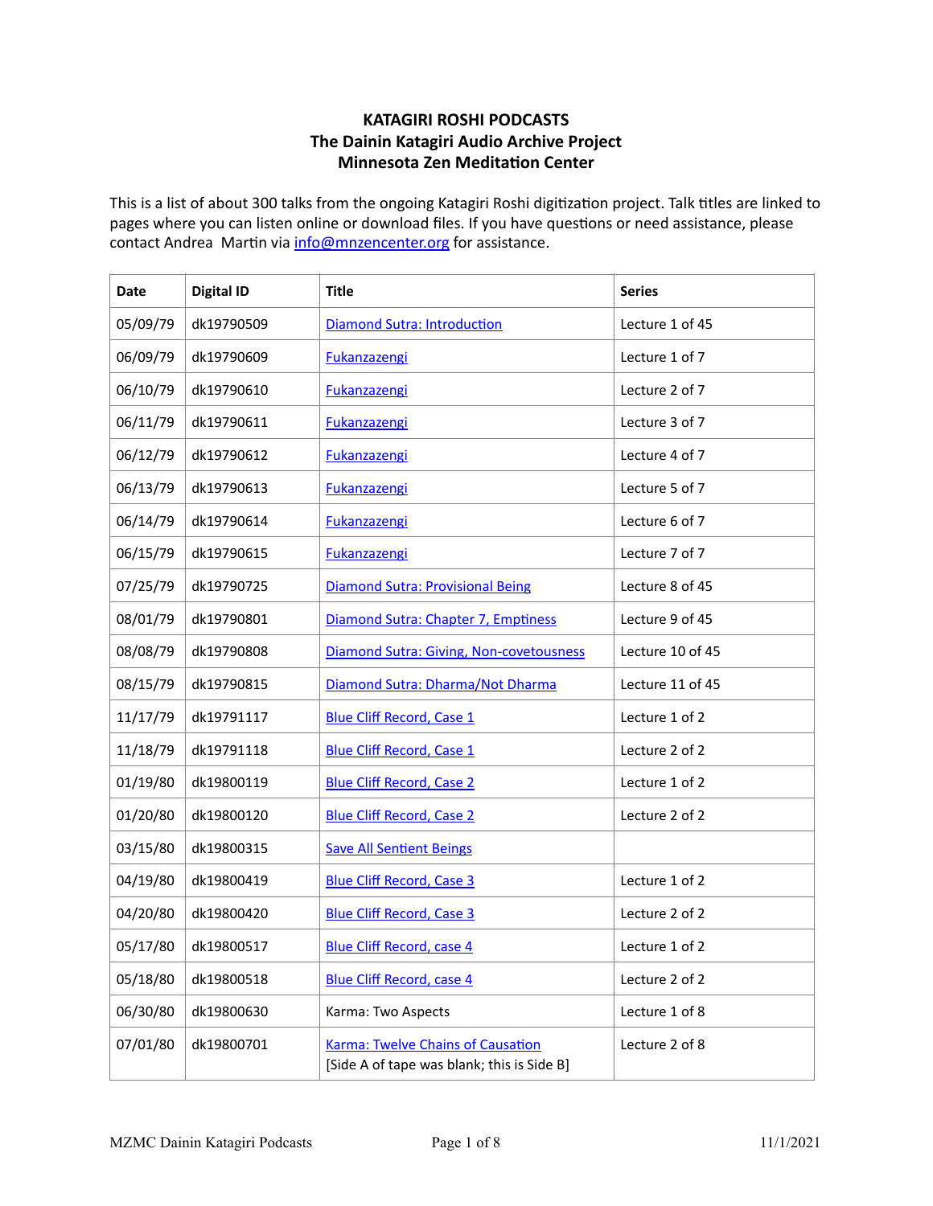# KATAGIRI ROSHI PODCASTS
## The Dainin Katagiri Audio Archive Project
## Minnesota Zen Meditation Center

This is a list of about 300 talks from the ongoing Katagiri Roshi digitization project. Talk titles are linked to pages where you can listen online or download files. If you have questions or need assistance, please contact Andrea Martin via info@mnzencenter.org for assistance.

| Date | Digital ID | Title | Series |
|---|---|---|---|
| 05/09/79 | dk19790509 | Diamond Sutra: Introduction | Lecture 1 of 45 |
| 06/09/79 | dk19790609 | Fukanzazengi | Lecture 1 of 7 |
| 06/10/79 | dk19790610 | Fukanzazengi | Lecture 2 of 7 |
| 06/11/79 | dk19790611 | Fukanzazengi | Lecture 3 of 7 |
| 06/12/79 | dk19790612 | Fukanzazengi | Lecture 4 of 7 |
| 06/13/79 | dk19790613 | Fukanzazengi | Lecture 5 of 7 |
| 06/14/79 | dk19790614 | Fukanzazengi | Lecture 6 of 7 |
| 06/15/79 | dk19790615 | Fukanzazengi | Lecture 7 of 7 |
| 07/25/79 | dk19790725 | Diamond Sutra: Provisional Being | Lecture 8 of 45 |
| 08/01/79 | dk19790801 | Diamond Sutra: Chapter 7, Emptiness | Lecture 9 of 45 |
| 08/08/79 | dk19790808 | Diamond Sutra: Giving, Non-covetousness | Lecture 10 of 45 |
| 08/15/79 | dk19790815 | Diamond Sutra: Dharma/Not Dharma | Lecture 11 of 45 |
| 11/17/79 | dk19791117 | Blue Cliff Record, Case 1 | Lecture 1 of 2 |
| 11/18/79 | dk19791118 | Blue Cliff Record, Case 1 | Lecture 2 of 2 |
| 01/19/80 | dk19800119 | Blue Cliff Record, Case 2 | Lecture 1 of 2 |
| 01/20/80 | dk19800120 | Blue Cliff Record, Case 2 | Lecture 2 of 2 |
| 03/15/80 | dk19800315 | Save All Sentient Beings | |
| 04/19/80 | dk19800419 | Blue Cliff Record, Case 3 | Lecture 1 of 2 |
| 04/20/80 | dk19800420 | Blue Cliff Record, Case 3 | Lecture 2 of 2 |
| 05/17/80 | dk19800517 | Blue Cliff Record, case 4 | Lecture 1 of 2 |
| 05/18/80 | dk19800518 | Blue Cliff Record, case 4 | Lecture 2 of 2 |
| 06/30/80 | dk19800630 | Karma: Two Aspects | Lecture 1 of 8 |
| 07/01/80 | dk19800701 | Karma: Twelve Chains of Causation [Side A of tape was blank; this is Side B] | Lecture 2 of 8 |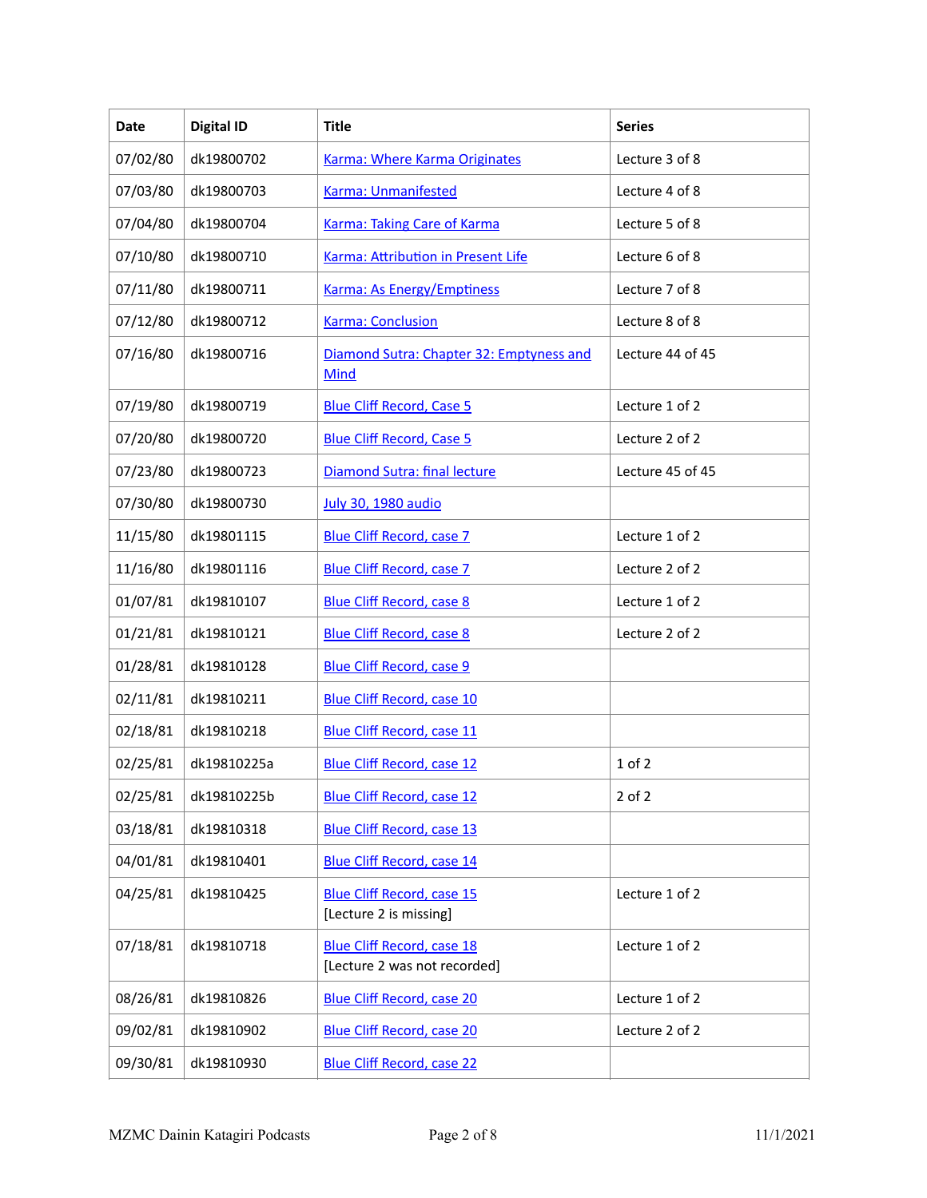| Date | Digital ID | Title | Series |
|---|---|---|---|
| 07/02/80 | dk19800702 | Karma: Where Karma Originates | Lecture 3 of 8 |
| 07/03/80 | dk19800703 | Karma: Unmanifested | Lecture 4 of 8 |
| 07/04/80 | dk19800704 | Karma: Taking Care of Karma | Lecture 5 of 8 |
| 07/10/80 | dk19800710 | Karma: Attribution in Present Life | Lecture 6 of 8 |
| 07/11/80 | dk19800711 | Karma: As Energy/Emptiness | Lecture 7 of 8 |
| 07/12/80 | dk19800712 | Karma: Conclusion | Lecture 8 of 8 |
| 07/16/80 | dk19800716 | Diamond Sutra: Chapter 32: Emptyness and Mind | Lecture 44 of 45 |
| 07/19/80 | dk19800719 | Blue Cliff Record, Case 5 | Lecture 1 of 2 |
| 07/20/80 | dk19800720 | Blue Cliff Record, Case 5 | Lecture 2 of 2 |
| 07/23/80 | dk19800723 | Diamond Sutra: final lecture | Lecture 45 of 45 |
| 07/30/80 | dk19800730 | July 30, 1980 audio | |
| 11/15/80 | dk19801115 | Blue Cliff Record, case 7 | Lecture 1 of 2 |
| 11/16/80 | dk19801116 | Blue Cliff Record, case 7 | Lecture 2 of 2 |
| 01/07/81 | dk19810107 | Blue Cliff Record, case 8 | Lecture 1 of 2 |
| 01/21/81 | dk19810121 | Blue Cliff Record, case 8 | Lecture 2 of 2 |
| 01/28/81 | dk19810128 | Blue Cliff Record, case 9 | |
| 02/11/81 | dk19810211 | Blue Cliff Record, case 10 | |
| 02/18/81 | dk19810218 | Blue Cliff Record, case 11 | |
| 02/25/81 | dk19810225a | Blue Cliff Record, case 12 | 1 of 2 |
| 02/25/81 | dk19810225b | Blue Cliff Record, case 12 | 2 of 2 |
| 03/18/81 | dk19810318 | Blue Cliff Record, case 13 | |
| 04/01/81 | dk19810401 | Blue Cliff Record, case 14 | |
| 04/25/81 | dk19810425 | Blue Cliff Record, case 15 [Lecture 2 is missing] | Lecture 1 of 2 |
| 07/18/81 | dk19810718 | Blue Cliff Record, case 18 [Lecture 2 was not recorded] | Lecture 1 of 2 |
| 08/26/81 | dk19810826 | Blue Cliff Record, case 20 | Lecture 1 of 2 |
| 09/02/81 | dk19810902 | Blue Cliff Record, case 20 | Lecture 2 of 2 |
| 09/30/81 | dk19810930 | Blue Cliff Record, case 22 | |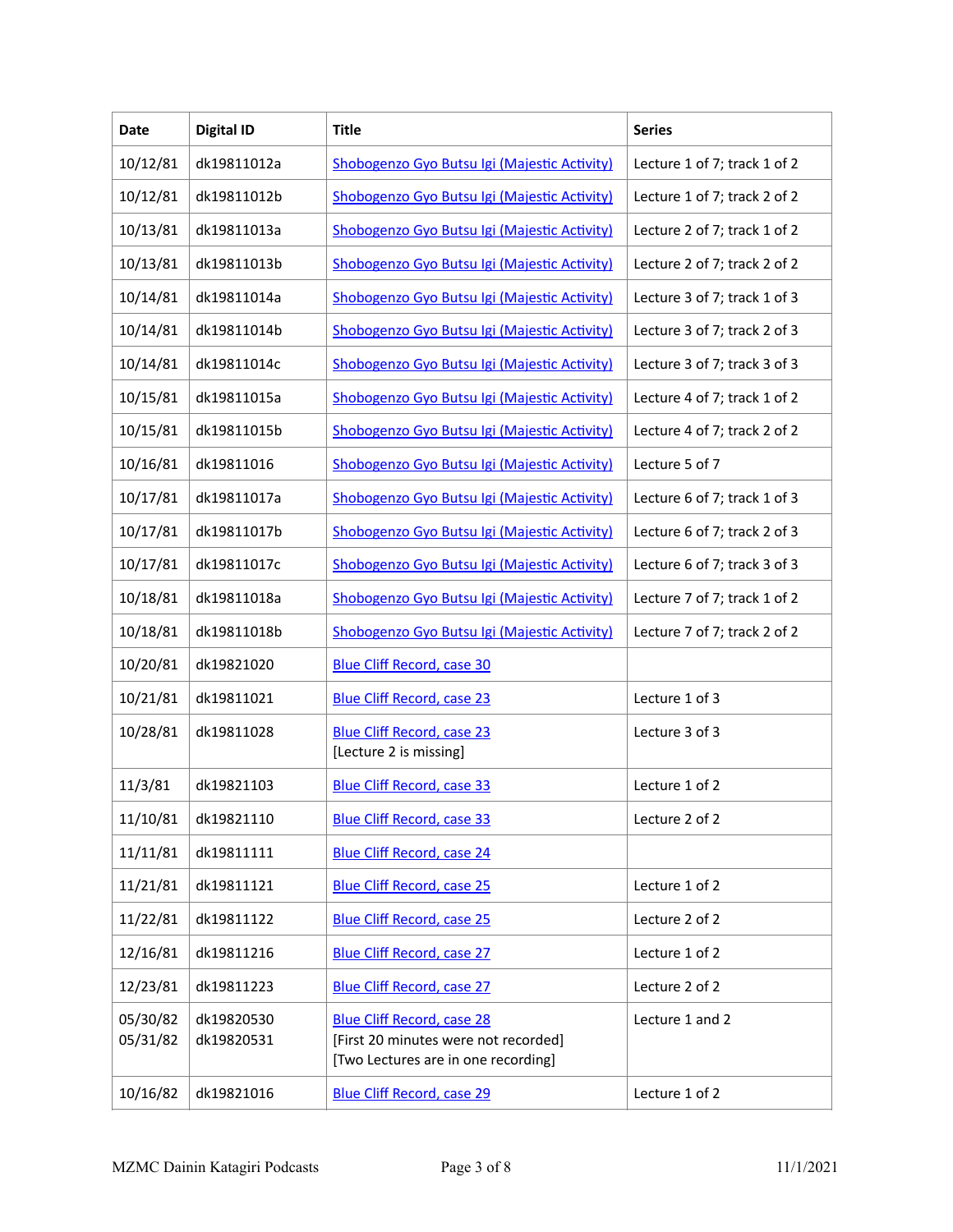| Date | Digital ID | Title | Series |
|---|---|---|---|
| 10/12/81 | dk19811012a | Shobogenzo Gyo Butsu Igi (Majestic Activity) | Lecture 1 of 7; track 1 of 2 |
| 10/12/81 | dk19811012b | Shobogenzo Gyo Butsu Igi (Majestic Activity) | Lecture 1 of 7; track 2 of 2 |
| 10/13/81 | dk19811013a | Shobogenzo Gyo Butsu Igi (Majestic Activity) | Lecture 2 of 7; track 1 of 2 |
| 10/13/81 | dk19811013b | Shobogenzo Gyo Butsu Igi (Majestic Activity) | Lecture 2 of 7; track 2 of 2 |
| 10/14/81 | dk19811014a | Shobogenzo Gyo Butsu Igi (Majestic Activity) | Lecture 3 of 7; track 1 of 3 |
| 10/14/81 | dk19811014b | Shobogenzo Gyo Butsu Igi (Majestic Activity) | Lecture 3 of 7; track 2 of 3 |
| 10/14/81 | dk19811014c | Shobogenzo Gyo Butsu Igi (Majestic Activity) | Lecture 3 of 7; track 3 of 3 |
| 10/15/81 | dk19811015a | Shobogenzo Gyo Butsu Igi (Majestic Activity) | Lecture 4 of 7; track 1 of 2 |
| 10/15/81 | dk19811015b | Shobogenzo Gyo Butsu Igi (Majestic Activity) | Lecture 4 of 7; track 2 of 2 |
| 10/16/81 | dk19811016 | Shobogenzo Gyo Butsu Igi (Majestic Activity) | Lecture 5 of 7 |
| 10/17/81 | dk19811017a | Shobogenzo Gyo Butsu Igi (Majestic Activity) | Lecture 6 of 7; track 1 of 3 |
| 10/17/81 | dk19811017b | Shobogenzo Gyo Butsu Igi (Majestic Activity) | Lecture 6 of 7; track 2 of 3 |
| 10/17/81 | dk19811017c | Shobogenzo Gyo Butsu Igi (Majestic Activity) | Lecture 6 of 7; track 3 of 3 |
| 10/18/81 | dk19811018a | Shobogenzo Gyo Butsu Igi (Majestic Activity) | Lecture 7 of 7; track 1 of 2 |
| 10/18/81 | dk19811018b | Shobogenzo Gyo Butsu Igi (Majestic Activity) | Lecture 7 of 7; track 2 of 2 |
| 10/20/81 | dk19821020 | Blue Cliff Record, case 30 | |
| 10/21/81 | dk19811021 | Blue Cliff Record, case 23 | Lecture 1 of 3 |
| 10/28/81 | dk19811028 | Blue Cliff Record, case 23 [Lecture 2 is missing] | Lecture 3 of 3 |
| 11/3/81 | dk19821103 | Blue Cliff Record, case 33 | Lecture 1 of 2 |
| 11/10/81 | dk19821110 | Blue Cliff Record, case 33 | Lecture 2 of 2 |
| 11/11/81 | dk19811111 | Blue Cliff Record, case 24 | |
| 11/21/81 | dk19811121 | Blue Cliff Record, case 25 | Lecture 1 of 2 |
| 11/22/81 | dk19811122 | Blue Cliff Record, case 25 | Lecture 2 of 2 |
| 12/16/81 | dk19811216 | Blue Cliff Record, case 27 | Lecture 1 of 2 |
| 12/23/81 | dk19811223 | Blue Cliff Record, case 27 | Lecture 2 of 2 |
| 05/30/82 05/31/82 | dk19820530 dk19820531 | Blue Cliff Record, case 28 [First 20 minutes were not recorded] [Two Lectures are in one recording] | Lecture 1 and 2 |
| 10/16/82 | dk19821016 | Blue Cliff Record, case 29 | Lecture 1 of 2 |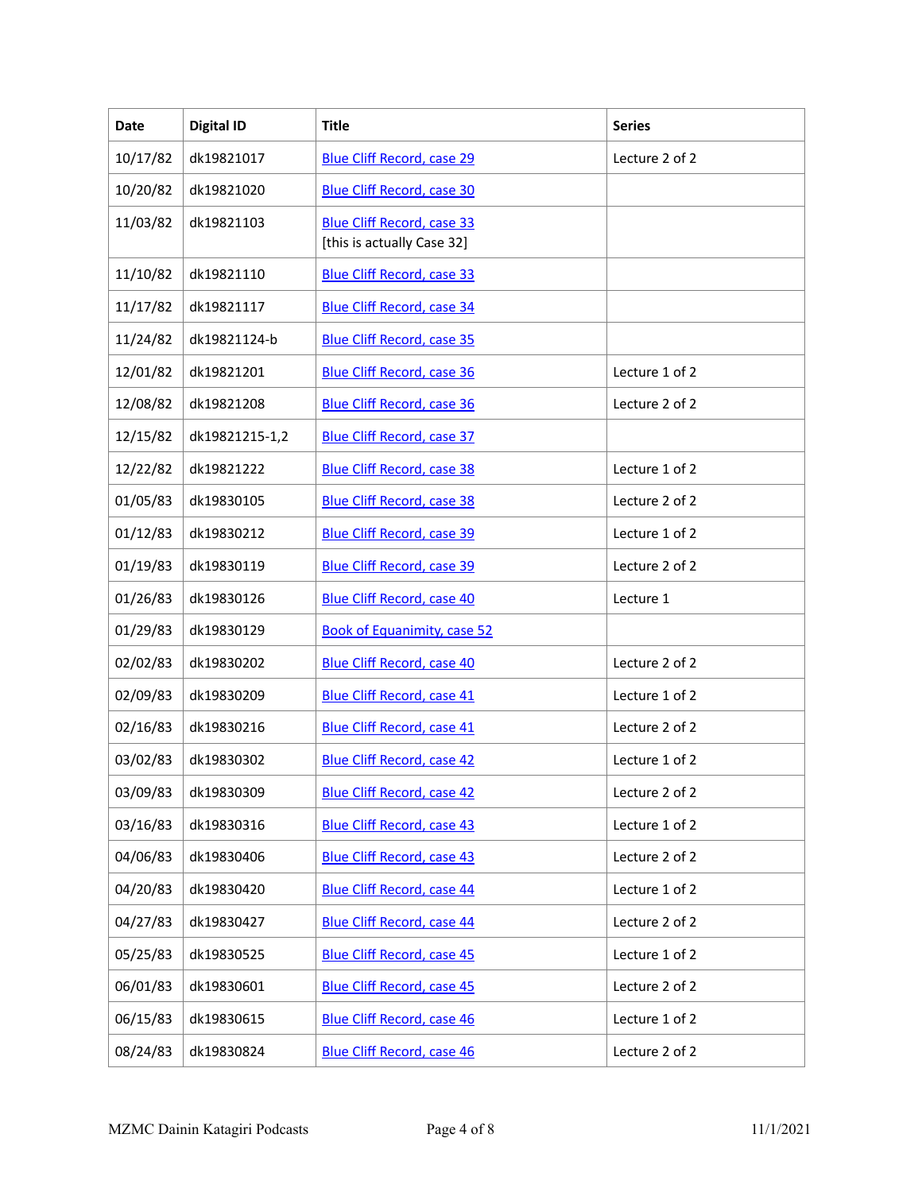| Date | Digital ID | Title | Series |
|---|---|---|---|
| 10/17/82 | dk19821017 | Blue Cliff Record, case 29 | Lecture 2 of 2 |
| 10/20/82 | dk19821020 | Blue Cliff Record, case 30 | |
| 11/03/82 | dk19821103 | Blue Cliff Record, case 33 [this is actually Case 32] | |
| 11/10/82 | dk19821110 | Blue Cliff Record, case 33 | |
| 11/17/82 | dk19821117 | Blue Cliff Record, case 34 | |
| 11/24/82 | dk19821124-b | Blue Cliff Record, case 35 | |
| 12/01/82 | dk19821201 | Blue Cliff Record, case 36 | Lecture 1 of 2 |
| 12/08/82 | dk19821208 | Blue Cliff Record, case 36 | Lecture 2 of 2 |
| 12/15/82 | dk19821215-1,2 | Blue Cliff Record, case 37 | |
| 12/22/82 | dk19821222 | Blue Cliff Record, case 38 | Lecture 1 of 2 |
| 01/05/83 | dk19830105 | Blue Cliff Record, case 38 | Lecture 2 of 2 |
| 01/12/83 | dk19830212 | Blue Cliff Record, case 39 | Lecture 1 of 2 |
| 01/19/83 | dk19830119 | Blue Cliff Record, case 39 | Lecture 2 of 2 |
| 01/26/83 | dk19830126 | Blue Cliff Record, case 40 | Lecture 1 |
| 01/29/83 | dk19830129 | Book of Equanimity, case 52 | |
| 02/02/83 | dk19830202 | Blue Cliff Record, case 40 | Lecture 2 of 2 |
| 02/09/83 | dk19830209 | Blue Cliff Record, case 41 | Lecture 1 of 2 |
| 02/16/83 | dk19830216 | Blue Cliff Record, case 41 | Lecture 2 of 2 |
| 03/02/83 | dk19830302 | Blue Cliff Record, case 42 | Lecture 1 of 2 |
| 03/09/83 | dk19830309 | Blue Cliff Record, case 42 | Lecture 2 of 2 |
| 03/16/83 | dk19830316 | Blue Cliff Record, case 43 | Lecture 1 of 2 |
| 04/06/83 | dk19830406 | Blue Cliff Record, case 43 | Lecture 2 of 2 |
| 04/20/83 | dk19830420 | Blue Cliff Record, case 44 | Lecture 1 of 2 |
| 04/27/83 | dk19830427 | Blue Cliff Record, case 44 | Lecture 2 of 2 |
| 05/25/83 | dk19830525 | Blue Cliff Record, case 45 | Lecture 1 of 2 |
| 06/01/83 | dk19830601 | Blue Cliff Record, case 45 | Lecture 2 of 2 |
| 06/15/83 | dk19830615 | Blue Cliff Record, case 46 | Lecture 1 of 2 |
| 08/24/83 | dk19830824 | Blue Cliff Record, case 46 | Lecture 2 of 2 |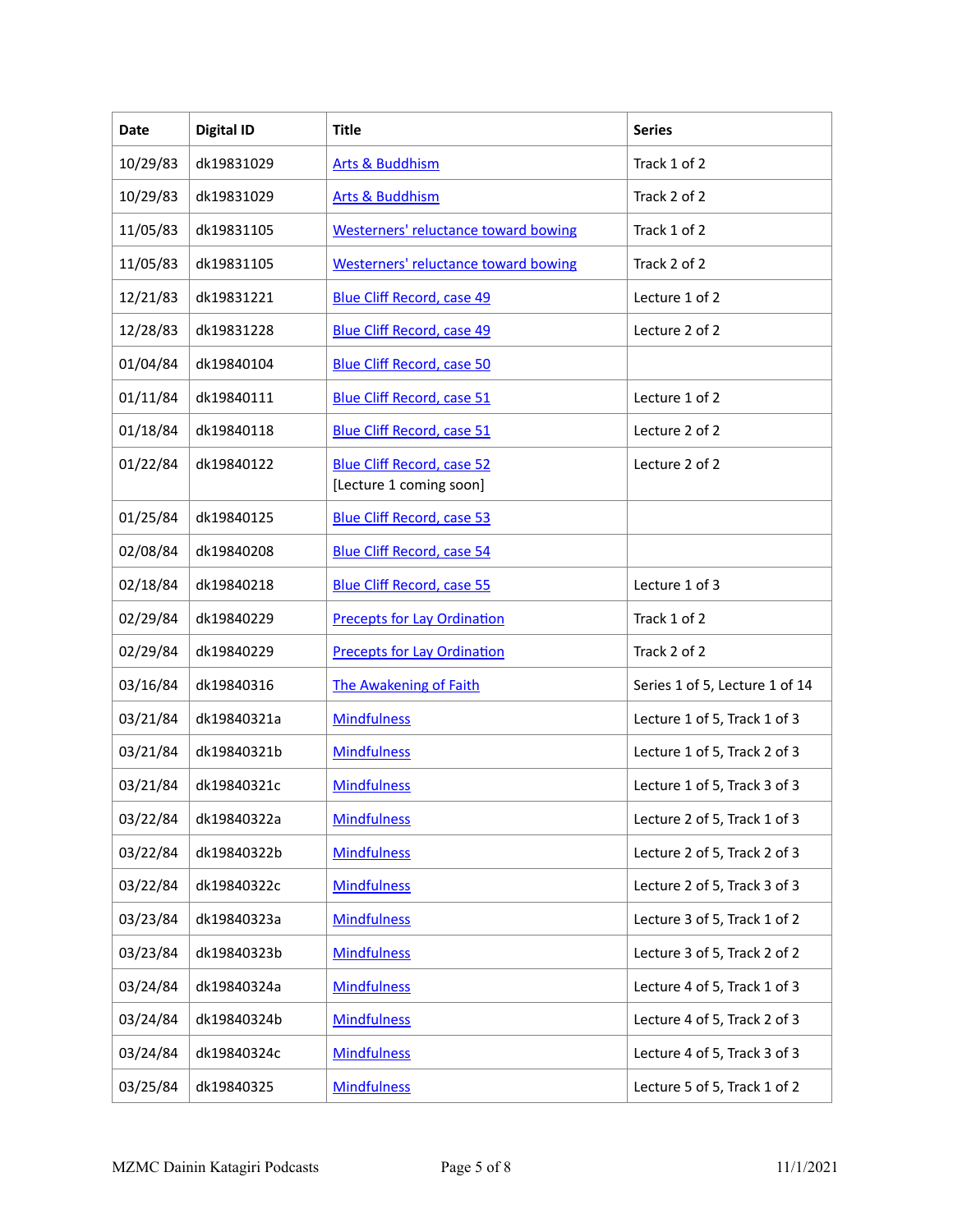| Date | Digital ID | Title | Series |
|---|---|---|---|
| 10/29/83 | dk19831029 | Arts & Buddhism | Track 1 of 2 |
| 10/29/83 | dk19831029 | Arts & Buddhism | Track 2 of 2 |
| 11/05/83 | dk19831105 | Westerners' reluctance toward bowing | Track 1 of 2 |
| 11/05/83 | dk19831105 | Westerners' reluctance toward bowing | Track 2 of 2 |
| 12/21/83 | dk19831221 | Blue Cliff Record, case 49 | Lecture 1 of 2 |
| 12/28/83 | dk19831228 | Blue Cliff Record, case 49 | Lecture 2 of 2 |
| 01/04/84 | dk19840104 | Blue Cliff Record, case 50 | |
| 01/11/84 | dk19840111 | Blue Cliff Record, case 51 | Lecture 1 of 2 |
| 01/18/84 | dk19840118 | Blue Cliff Record, case 51 | Lecture 2 of 2 |
| 01/22/84 | dk19840122 | Blue Cliff Record, case 52 [Lecture 1 coming soon] | Lecture 2 of 2 |
| 01/25/84 | dk19840125 | Blue Cliff Record, case 53 | |
| 02/08/84 | dk19840208 | Blue Cliff Record, case 54 | |
| 02/18/84 | dk19840218 | Blue Cliff Record, case 55 | Lecture 1 of 3 |
| 02/29/84 | dk19840229 | Precepts for Lay Ordination | Track 1 of 2 |
| 02/29/84 | dk19840229 | Precepts for Lay Ordination | Track 2 of 2 |
| 03/16/84 | dk19840316 | The Awakening of Faith | Series 1 of 5, Lecture 1 of 14 |
| 03/21/84 | dk19840321a | Mindfulness | Lecture 1 of 5, Track 1 of 3 |
| 03/21/84 | dk19840321b | Mindfulness | Lecture 1 of 5, Track 2 of 3 |
| 03/21/84 | dk19840321c | Mindfulness | Lecture 1 of 5, Track 3 of 3 |
| 03/22/84 | dk19840322a | Mindfulness | Lecture 2 of 5, Track 1 of 3 |
| 03/22/84 | dk19840322b | Mindfulness | Lecture 2 of 5, Track 2 of 3 |
| 03/22/84 | dk19840322c | Mindfulness | Lecture 2 of 5, Track 3 of 3 |
| 03/23/84 | dk19840323a | Mindfulness | Lecture 3 of 5, Track 1 of 2 |
| 03/23/84 | dk19840323b | Mindfulness | Lecture 3 of 5, Track 2 of 2 |
| 03/24/84 | dk19840324a | Mindfulness | Lecture 4 of 5, Track 1 of 3 |
| 03/24/84 | dk19840324b | Mindfulness | Lecture 4 of 5, Track 2 of 3 |
| 03/24/84 | dk19840324c | Mindfulness | Lecture 4 of 5, Track 3 of 3 |
| 03/25/84 | dk19840325 | Mindfulness | Lecture 5 of 5, Track 1 of 2 |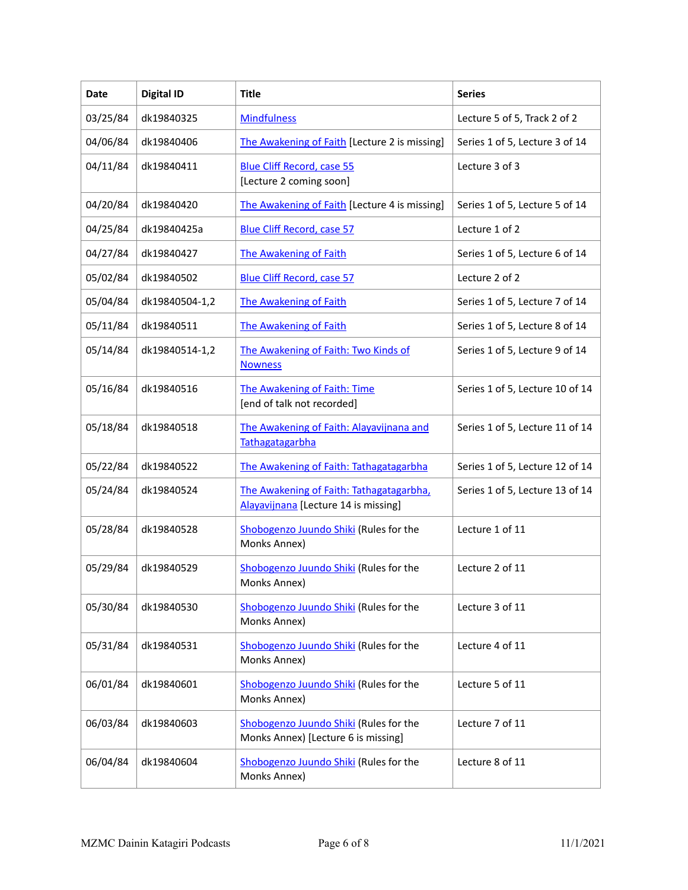| Date | Digital ID | Title | Series |
| --- | --- | --- | --- |
| 03/25/84 | dk19840325 | Mindfulness | Lecture 5 of 5, Track 2 of 2 |
| 04/06/84 | dk19840406 | The Awakening of Faith [Lecture 2 is missing] | Series 1 of 5, Lecture 3 of 14 |
| 04/11/84 | dk19840411 | Blue Cliff Record, case 55 [Lecture 2 coming soon] | Lecture 3 of 3 |
| 04/20/84 | dk19840420 | The Awakening of Faith [Lecture 4 is missing] | Series 1 of 5, Lecture 5 of 14 |
| 04/25/84 | dk19840425a | Blue Cliff Record, case 57 | Lecture 1 of 2 |
| 04/27/84 | dk19840427 | The Awakening of Faith | Series 1 of 5, Lecture 6 of 14 |
| 05/02/84 | dk19840502 | Blue Cliff Record, case 57 | Lecture 2 of 2 |
| 05/04/84 | dk19840504-1,2 | The Awakening of Faith | Series 1 of 5, Lecture 7 of 14 |
| 05/11/84 | dk19840511 | The Awakening of Faith | Series 1 of 5, Lecture 8 of 14 |
| 05/14/84 | dk19840514-1,2 | The Awakening of Faith: Two Kinds of Nowness | Series 1 of 5, Lecture 9 of 14 |
| 05/16/84 | dk19840516 | The Awakening of Faith: Time [end of talk not recorded] | Series 1 of 5, Lecture 10 of 14 |
| 05/18/84 | dk19840518 | The Awakening of Faith: Alayavijnana and Tathagatagarbha | Series 1 of 5, Lecture 11 of 14 |
| 05/22/84 | dk19840522 | The Awakening of Faith: Tathagatagarbha | Series 1 of 5, Lecture 12 of 14 |
| 05/24/84 | dk19840524 | The Awakening of Faith: Tathagatagarbha, Alayavijnana [Lecture 14 is missing] | Series 1 of 5, Lecture 13 of 14 |
| 05/28/84 | dk19840528 | Shobogenzo Juundo Shiki (Rules for the Monks Annex) | Lecture 1 of 11 |
| 05/29/84 | dk19840529 | Shobogenzo Juundo Shiki (Rules for the Monks Annex) | Lecture 2 of 11 |
| 05/30/84 | dk19840530 | Shobogenzo Juundo Shiki (Rules for the Monks Annex) | Lecture 3 of 11 |
| 05/31/84 | dk19840531 | Shobogenzo Juundo Shiki (Rules for the Monks Annex) | Lecture 4 of 11 |
| 06/01/84 | dk19840601 | Shobogenzo Juundo Shiki (Rules for the Monks Annex) | Lecture 5 of 11 |
| 06/03/84 | dk19840603 | Shobogenzo Juundo Shiki (Rules for the Monks Annex) [Lecture 6 is missing] | Lecture 7 of 11 |
| 06/04/84 | dk19840604 | Shobogenzo Juundo Shiki (Rules for the Monks Annex) | Lecture 8 of 11 |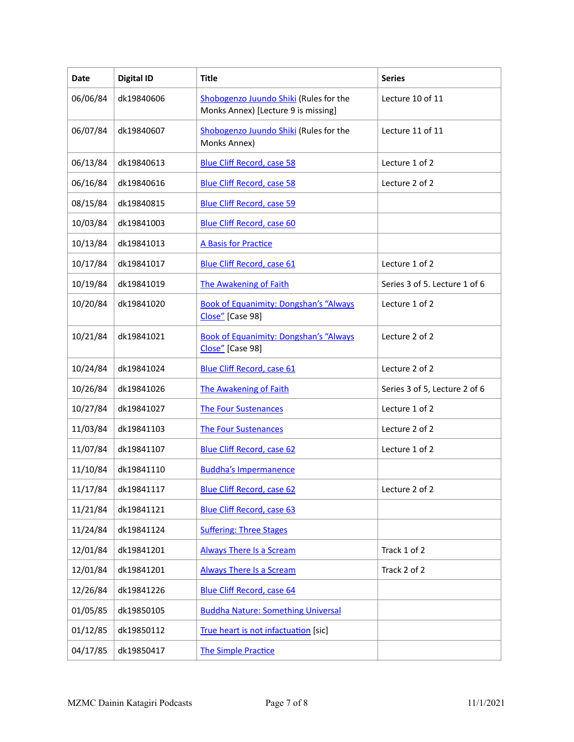| Date | Digital ID | Title | Series |
|---|---|---|---|
| 06/06/84 | dk19840606 | Shobogenzo Juundo Shiki (Rules for the Monks Annex) [Lecture 9 is missing] | Lecture 10 of 11 |
| 06/07/84 | dk19840607 | Shobogenzo Juundo Shiki (Rules for the Monks Annex) | Lecture 11 of 11 |
| 06/13/84 | dk19840613 | Blue Cliff Record, case 58 | Lecture 1 of 2 |
| 06/16/84 | dk19840616 | Blue Cliff Record, case 58 | Lecture 2 of 2 |
| 08/15/84 | dk19840815 | Blue Cliff Record, case 59 | |
| 10/03/84 | dk19841003 | Blue Cliff Record, case 60 | |
| 10/13/84 | dk19841013 | A Basis for Practice | |
| 10/17/84 | dk19841017 | Blue Cliff Record, case 61 | Lecture 1 of 2 |
| 10/19/84 | dk19841019 | The Awakening of Faith | Series 3 of 5. Lecture 1 of 6 |
| 10/20/84 | dk19841020 | Book of Equanimity: Dongshan's "Always Close" [Case 98] | Lecture 1 of 2 |
| 10/21/84 | dk19841021 | Book of Equanimity: Dongshan's "Always Close" [Case 98] | Lecture 2 of 2 |
| 10/24/84 | dk19841024 | Blue Cliff Record, case 61 | Lecture 2 of 2 |
| 10/26/84 | dk19841026 | The Awakening of Faith | Series 3 of 5, Lecture 2 of 6 |
| 10/27/84 | dk19841027 | The Four Sustenances | Lecture 1 of 2 |
| 11/03/84 | dk19841103 | The Four Sustenances | Lecture 2 of 2 |
| 11/07/84 | dk19841107 | Blue Cliff Record, case 62 | Lecture 1 of 2 |
| 11/10/84 | dk19841110 | Buddha's Impermanence | |
| 11/17/84 | dk19841117 | Blue Cliff Record, case 62 | Lecture 2 of 2 |
| 11/21/84 | dk19841121 | Blue Cliff Record, case 63 | |
| 11/24/84 | dk19841124 | Suffering: Three Stages | |
| 12/01/84 | dk19841201 | Always There Is a Scream | Track 1 of 2 |
| 12/01/84 | dk19841201 | Always There Is a Scream | Track 2 of 2 |
| 12/26/84 | dk19841226 | Blue Cliff Record, case 64 | |
| 01/05/85 | dk19850105 | Buddha Nature: Something Universal | |
| 01/12/85 | dk19850112 | True heart is not infactuation [sic] | |
| 04/17/85 | dk19850417 | The Simple Practice | |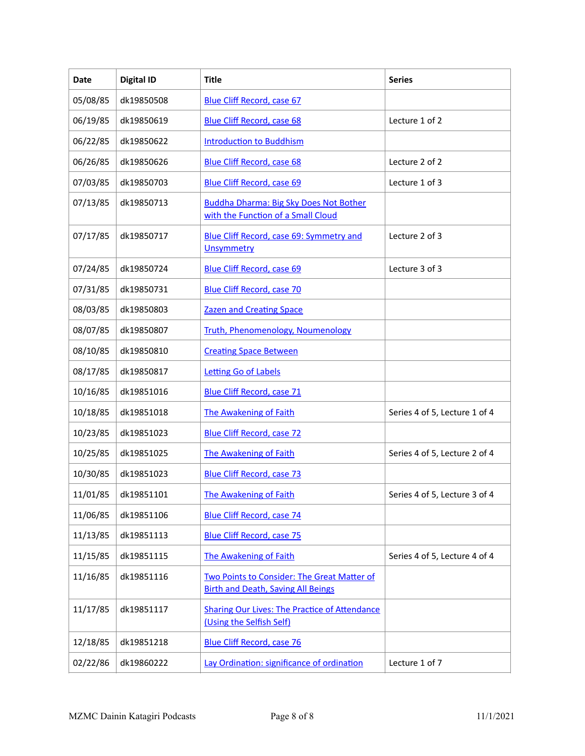| Date | Digital ID | Title | Series |
| --- | --- | --- | --- |
| 05/08/85 | dk19850508 | Blue Cliff Record, case 67 | |
| 06/19/85 | dk19850619 | Blue Cliff Record, case 68 | Lecture 1 of 2 |
| 06/22/85 | dk19850622 | Introduction to Buddhism | |
| 06/26/85 | dk19850626 | Blue Cliff Record, case 68 | Lecture 2 of 2 |
| 07/03/85 | dk19850703 | Blue Cliff Record, case 69 | Lecture 1 of 3 |
| 07/13/85 | dk19850713 | Buddha Dharma: Big Sky Does Not Bother with the Function of a Small Cloud | |
| 07/17/85 | dk19850717 | Blue Cliff Record, case 69: Symmetry and Unsymmetry | Lecture 2 of 3 |
| 07/24/85 | dk19850724 | Blue Cliff Record, case 69 | Lecture 3 of 3 |
| 07/31/85 | dk19850731 | Blue Cliff Record, case 70 | |
| 08/03/85 | dk19850803 | Zazen and Creating Space | |
| 08/07/85 | dk19850807 | Truth, Phenomenology, Noumenology | |
| 08/10/85 | dk19850810 | Creating Space Between | |
| 08/17/85 | dk19850817 | Letting Go of Labels | |
| 10/16/85 | dk19851016 | Blue Cliff Record, case 71 | |
| 10/18/85 | dk19851018 | The Awakening of Faith | Series 4 of 5, Lecture 1 of 4 |
| 10/23/85 | dk19851023 | Blue Cliff Record, case 72 | |
| 10/25/85 | dk19851025 | The Awakening of Faith | Series 4 of 5, Lecture 2 of 4 |
| 10/30/85 | dk19851023 | Blue Cliff Record, case 73 | |
| 11/01/85 | dk19851101 | The Awakening of Faith | Series 4 of 5, Lecture 3 of 4 |
| 11/06/85 | dk19851106 | Blue Cliff Record, case 74 | |
| 11/13/85 | dk19851113 | Blue Cliff Record, case 75 | |
| 11/15/85 | dk19851115 | The Awakening of Faith | Series 4 of 5, Lecture 4 of 4 |
| 11/16/85 | dk19851116 | Two Points to Consider: The Great Matter of Birth and Death, Saving All Beings | |
| 11/17/85 | dk19851117 | Sharing Our Lives: The Practice of Attendance (Using the Selfish Self) | |
| 12/18/85 | dk19851218 | Blue Cliff Record, case 76 | |
| 02/22/86 | dk19860222 | Lay Ordination: significance of ordination | Lecture 1 of 7 |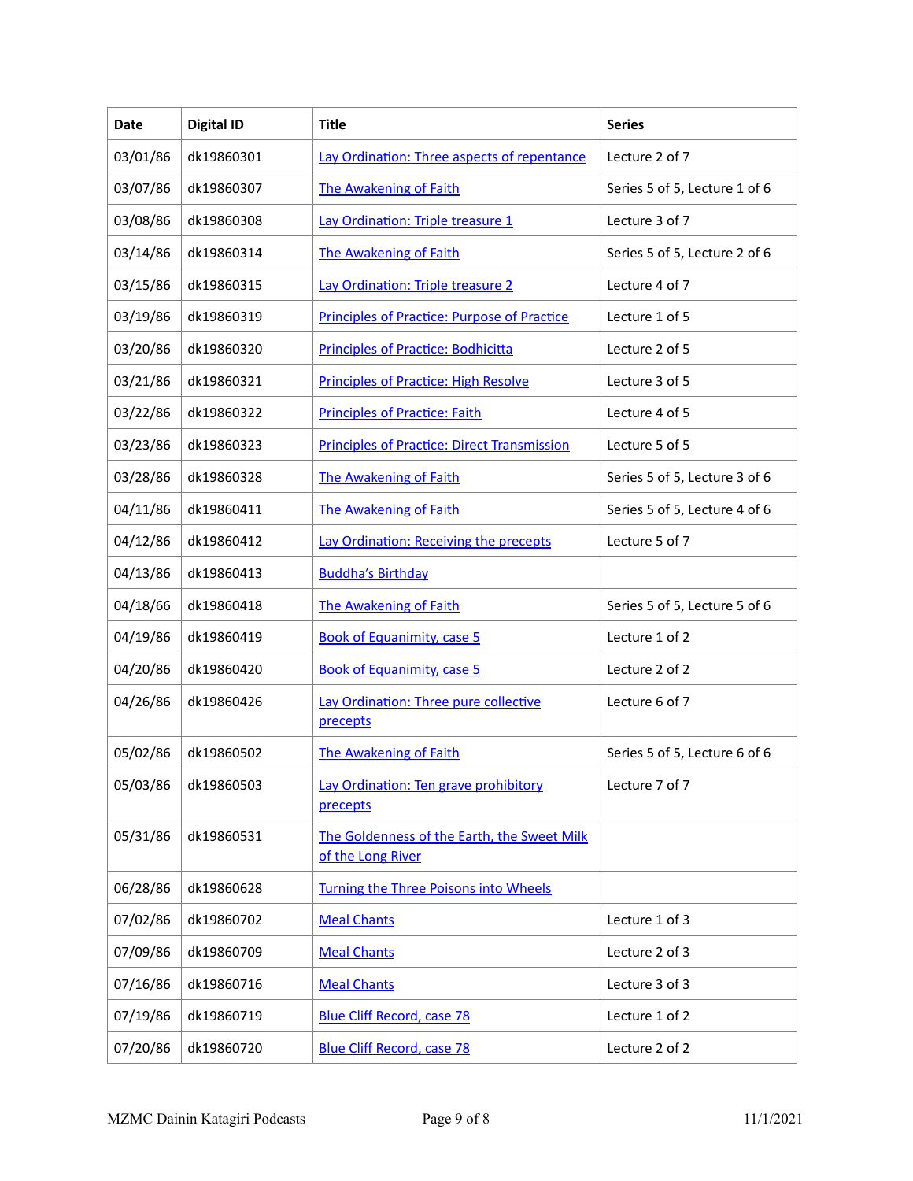| Date | Digital ID | Title | Series |
|---|---|---|---|
| 03/01/86 | dk19860301 | Lay Ordination: Three aspects of repentance | Lecture 2 of 7 |
| 03/07/86 | dk19860307 | The Awakening of Faith | Series 5 of 5, Lecture 1 of 6 |
| 03/08/86 | dk19860308 | Lay Ordination: Triple treasure 1 | Lecture 3 of 7 |
| 03/14/86 | dk19860314 | The Awakening of Faith | Series 5 of 5, Lecture 2 of 6 |
| 03/15/86 | dk19860315 | Lay Ordination: Triple treasure 2 | Lecture 4 of 7 |
| 03/19/86 | dk19860319 | Principles of Practice: Purpose of Practice | Lecture 1 of 5 |
| 03/20/86 | dk19860320 | Principles of Practice: Bodhicitta | Lecture 2 of 5 |
| 03/21/86 | dk19860321 | Principles of Practice: High Resolve | Lecture 3 of 5 |
| 03/22/86 | dk19860322 | Principles of Practice: Faith | Lecture 4 of 5 |
| 03/23/86 | dk19860323 | Principles of Practice: Direct Transmission | Lecture 5 of 5 |
| 03/28/86 | dk19860328 | The Awakening of Faith | Series 5 of 5, Lecture 3 of 6 |
| 04/11/86 | dk19860411 | The Awakening of Faith | Series 5 of 5, Lecture 4 of 6 |
| 04/12/86 | dk19860412 | Lay Ordination: Receiving the precepts | Lecture 5 of 7 |
| 04/13/86 | dk19860413 | Buddha's Birthday | |
| 04/18/66 | dk19860418 | The Awakening of Faith | Series 5 of 5, Lecture 5 of 6 |
| 04/19/86 | dk19860419 | Book of Equanimity, case 5 | Lecture 1 of 2 |
| 04/20/86 | dk19860420 | Book of Equanimity, case 5 | Lecture 2 of 2 |
| 04/26/86 | dk19860426 | Lay Ordination: Three pure collective precepts | Lecture 6 of 7 |
| 05/02/86 | dk19860502 | The Awakening of Faith | Series 5 of 5, Lecture 6 of 6 |
| 05/03/86 | dk19860503 | Lay Ordination: Ten grave prohibitory precepts | Lecture 7 of 7 |
| 05/31/86 | dk19860531 | The Goldenness of the Earth, the Sweet Milk of the Long River | |
| 06/28/86 | dk19860628 | Turning the Three Poisons into Wheels | |
| 07/02/86 | dk19860702 | Meal Chants | Lecture 1 of 3 |
| 07/09/86 | dk19860709 | Meal Chants | Lecture 2 of 3 |
| 07/16/86 | dk19860716 | Meal Chants | Lecture 3 of 3 |
| 07/19/86 | dk19860719 | Blue Cliff Record, case 78 | Lecture 1 of 2 |
| 07/20/86 | dk19860720 | Blue Cliff Record, case 78 | Lecture 2 of 2 |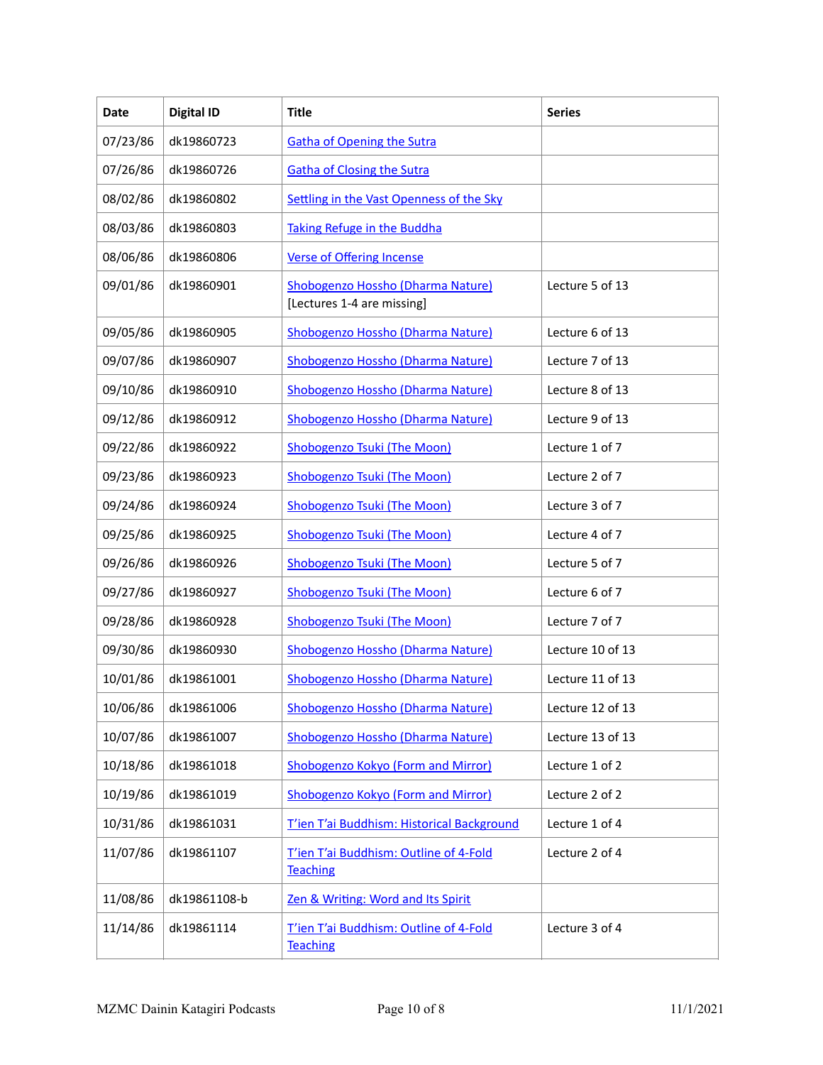| Date | Digital ID | Title | Series |
|---|---|---|---|
| 07/23/86 | dk19860723 | Gatha of Opening the Sutra | |
| 07/26/86 | dk19860726 | Gatha of Closing the Sutra | |
| 08/02/86 | dk19860802 | Settling in the Vast Openness of the Sky | |
| 08/03/86 | dk19860803 | Taking Refuge in the Buddha | |
| 08/06/86 | dk19860806 | Verse of Offering Incense | |
| 09/01/86 | dk19860901 | Shobogenzo Hossho (Dharma Nature) [Lectures 1-4 are missing] | Lecture 5 of 13 |
| 09/05/86 | dk19860905 | Shobogenzo Hossho (Dharma Nature) | Lecture 6 of 13 |
| 09/07/86 | dk19860907 | Shobogenzo Hossho (Dharma Nature) | Lecture 7 of 13 |
| 09/10/86 | dk19860910 | Shobogenzo Hossho (Dharma Nature) | Lecture 8 of 13 |
| 09/12/86 | dk19860912 | Shobogenzo Hossho (Dharma Nature) | Lecture 9 of 13 |
| 09/22/86 | dk19860922 | Shobogenzo Tsuki (The Moon) | Lecture 1 of 7 |
| 09/23/86 | dk19860923 | Shobogenzo Tsuki (The Moon) | Lecture 2 of 7 |
| 09/24/86 | dk19860924 | Shobogenzo Tsuki (The Moon) | Lecture 3 of 7 |
| 09/25/86 | dk19860925 | Shobogenzo Tsuki (The Moon) | Lecture 4 of 7 |
| 09/26/86 | dk19860926 | Shobogenzo Tsuki (The Moon) | Lecture 5 of 7 |
| 09/27/86 | dk19860927 | Shobogenzo Tsuki (The Moon) | Lecture 6 of 7 |
| 09/28/86 | dk19860928 | Shobogenzo Tsuki (The Moon) | Lecture 7 of 7 |
| 09/30/86 | dk19860930 | Shobogenzo Hossho (Dharma Nature) | Lecture 10 of 13 |
| 10/01/86 | dk19861001 | Shobogenzo Hossho (Dharma Nature) | Lecture 11 of 13 |
| 10/06/86 | dk19861006 | Shobogenzo Hossho (Dharma Nature) | Lecture 12 of 13 |
| 10/07/86 | dk19861007 | Shobogenzo Hossho (Dharma Nature) | Lecture 13 of 13 |
| 10/18/86 | dk19861018 | Shobogenzo Kokyo (Form and Mirror) | Lecture 1 of 2 |
| 10/19/86 | dk19861019 | Shobogenzo Kokyo (Form and Mirror) | Lecture 2 of 2 |
| 10/31/86 | dk19861031 | T'ien T'ai Buddhism: Historical Background | Lecture 1 of 4 |
| 11/07/86 | dk19861107 | T'ien T'ai Buddhism: Outline of 4-Fold Teaching | Lecture 2 of 4 |
| 11/08/86 | dk19861108-b | Zen & Writing: Word and Its Spirit | |
| 11/14/86 | dk19861114 | T'ien T'ai Buddhism: Outline of 4-Fold Teaching | Lecture 3 of 4 |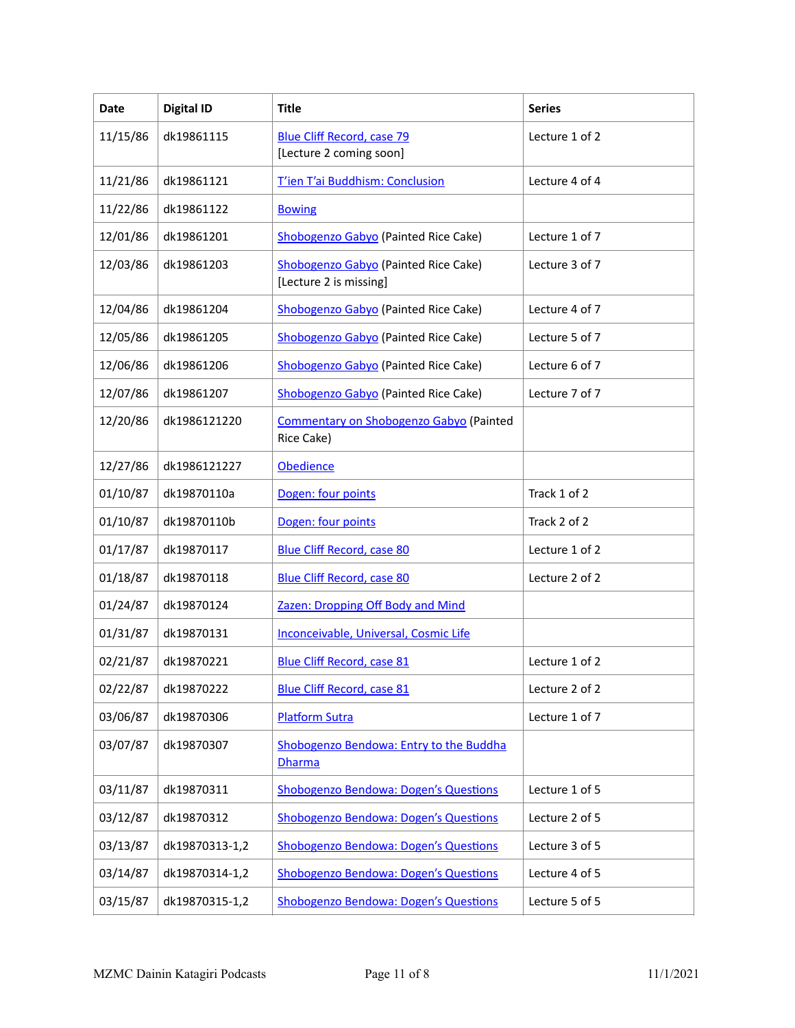| Date | Digital ID | Title | Series |
|---|---|---|---|
| 11/15/86 | dk19861115 | Blue Cliff Record, case 79 [Lecture 2 coming soon] | Lecture 1 of 2 |
| 11/21/86 | dk19861121 | T'ien T'ai Buddhism: Conclusion | Lecture 4 of 4 |
| 11/22/86 | dk19861122 | Bowing | |
| 12/01/86 | dk19861201 | Shobogenzo Gabyo (Painted Rice Cake) | Lecture 1 of 7 |
| 12/03/86 | dk19861203 | Shobogenzo Gabyo (Painted Rice Cake) [Lecture 2 is missing] | Lecture 3 of 7 |
| 12/04/86 | dk19861204 | Shobogenzo Gabyo (Painted Rice Cake) | Lecture 4 of 7 |
| 12/05/86 | dk19861205 | Shobogenzo Gabyo (Painted Rice Cake) | Lecture 5 of 7 |
| 12/06/86 | dk19861206 | Shobogenzo Gabyo (Painted Rice Cake) | Lecture 6 of 7 |
| 12/07/86 | dk19861207 | Shobogenzo Gabyo (Painted Rice Cake) | Lecture 7 of 7 |
| 12/20/86 | dk1986121220 | Commentary on Shobogenzo Gabyo (Painted Rice Cake) | |
| 12/27/86 | dk1986121227 | Obedience | |
| 01/10/87 | dk19870110a | Dogen: four points | Track 1 of 2 |
| 01/10/87 | dk19870110b | Dogen: four points | Track 2 of 2 |
| 01/17/87 | dk19870117 | Blue Cliff Record, case 80 | Lecture 1 of 2 |
| 01/18/87 | dk19870118 | Blue Cliff Record, case 80 | Lecture 2 of 2 |
| 01/24/87 | dk19870124 | Zazen: Dropping Off Body and Mind | |
| 01/31/87 | dk19870131 | Inconceivable, Universal, Cosmic Life | |
| 02/21/87 | dk19870221 | Blue Cliff Record, case 81 | Lecture 1 of 2 |
| 02/22/87 | dk19870222 | Blue Cliff Record, case 81 | Lecture 2 of 2 |
| 03/06/87 | dk19870306 | Platform Sutra | Lecture 1 of 7 |
| 03/07/87 | dk19870307 | Shobogenzo Bendowa: Entry to the Buddha Dharma | |
| 03/11/87 | dk19870311 | Shobogenzo Bendowa: Dogen's Questions | Lecture 1 of 5 |
| 03/12/87 | dk19870312 | Shobogenzo Bendowa: Dogen's Questions | Lecture 2 of 5 |
| 03/13/87 | dk19870313-1,2 | Shobogenzo Bendowa: Dogen's Questions | Lecture 3 of 5 |
| 03/14/87 | dk19870314-1,2 | Shobogenzo Bendowa: Dogen's Questions | Lecture 4 of 5 |
| 03/15/87 | dk19870315-1,2 | Shobogenzo Bendowa: Dogen's Questions | Lecture 5 of 5 |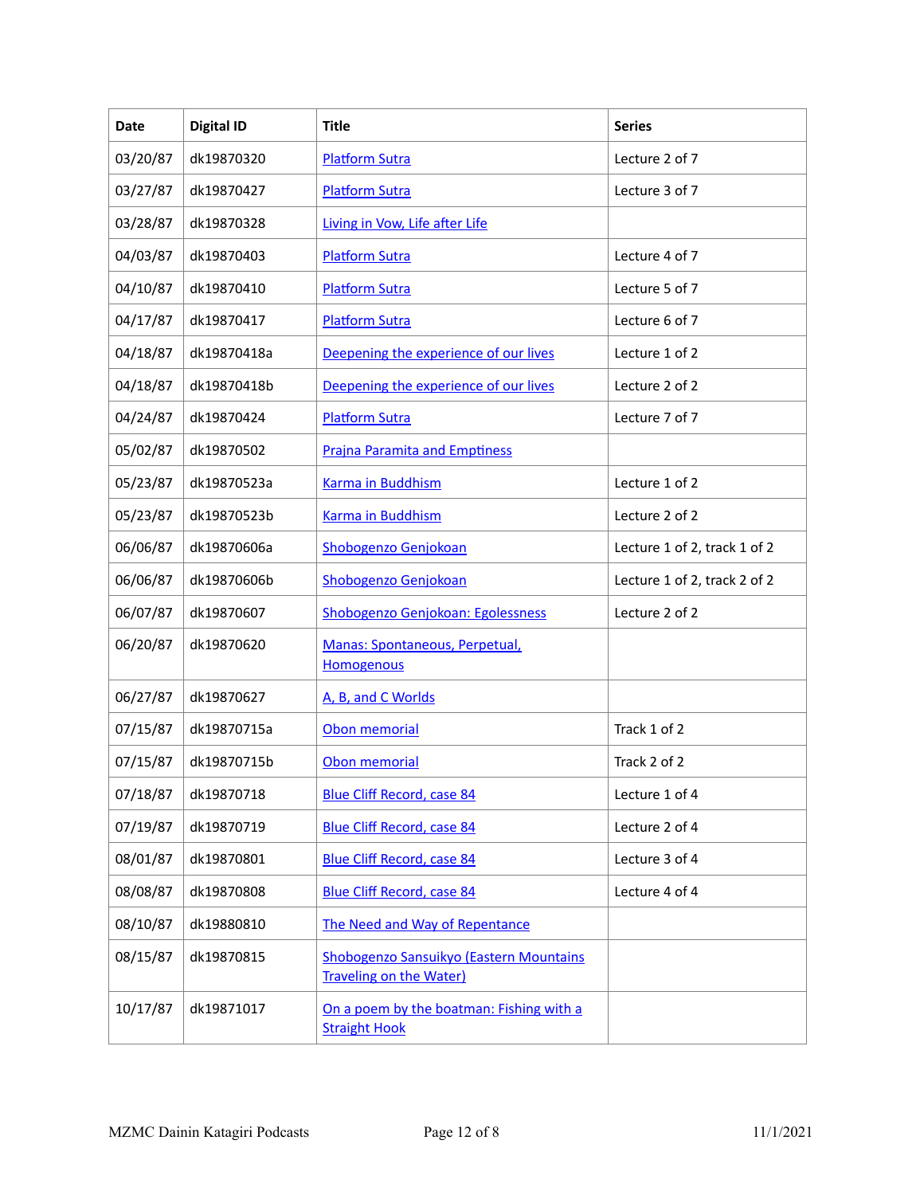| Date | Digital ID | Title | Series |
|---|---|---|---|
| 03/20/87 | dk19870320 | Platform Sutra | Lecture 2 of 7 |
| 03/27/87 | dk19870427 | Platform Sutra | Lecture 3 of 7 |
| 03/28/87 | dk19870328 | Living in Vow, Life after Life | |
| 04/03/87 | dk19870403 | Platform Sutra | Lecture 4 of 7 |
| 04/10/87 | dk19870410 | Platform Sutra | Lecture 5 of 7 |
| 04/17/87 | dk19870417 | Platform Sutra | Lecture 6 of 7 |
| 04/18/87 | dk19870418a | Deepening the experience of our lives | Lecture 1 of 2 |
| 04/18/87 | dk19870418b | Deepening the experience of our lives | Lecture 2 of 2 |
| 04/24/87 | dk19870424 | Platform Sutra | Lecture 7 of 7 |
| 05/02/87 | dk19870502 | Prajna Paramita and Emptiness | |
| 05/23/87 | dk19870523a | Karma in Buddhism | Lecture 1 of 2 |
| 05/23/87 | dk19870523b | Karma in Buddhism | Lecture 2 of 2 |
| 06/06/87 | dk19870606a | Shobogenzo Genjokoan | Lecture 1 of 2, track 1 of 2 |
| 06/06/87 | dk19870606b | Shobogenzo Genjokoan | Lecture 1 of 2, track 2 of 2 |
| 06/07/87 | dk19870607 | Shobogenzo Genjokoan: Egolessness | Lecture 2 of 2 |
| 06/20/87 | dk19870620 | Manas: Spontaneous, Perpetual, Homogenous | |
| 06/27/87 | dk19870627 | A, B, and C Worlds | |
| 07/15/87 | dk19870715a | Obon memorial | Track 1 of 2 |
| 07/15/87 | dk19870715b | Obon memorial | Track 2 of 2 |
| 07/18/87 | dk19870718 | Blue Cliff Record, case 84 | Lecture 1 of 4 |
| 07/19/87 | dk19870719 | Blue Cliff Record, case 84 | Lecture 2 of 4 |
| 08/01/87 | dk19870801 | Blue Cliff Record, case 84 | Lecture 3 of 4 |
| 08/08/87 | dk19870808 | Blue Cliff Record, case 84 | Lecture 4 of 4 |
| 08/10/87 | dk19880810 | The Need and Way of Repentance | |
| 08/15/87 | dk19870815 | Shobogenzo Sansuikyo (Eastern Mountains Traveling on the Water) | |
| 10/17/87 | dk19871017 | On a poem by the boatman: Fishing with a Straight Hook | |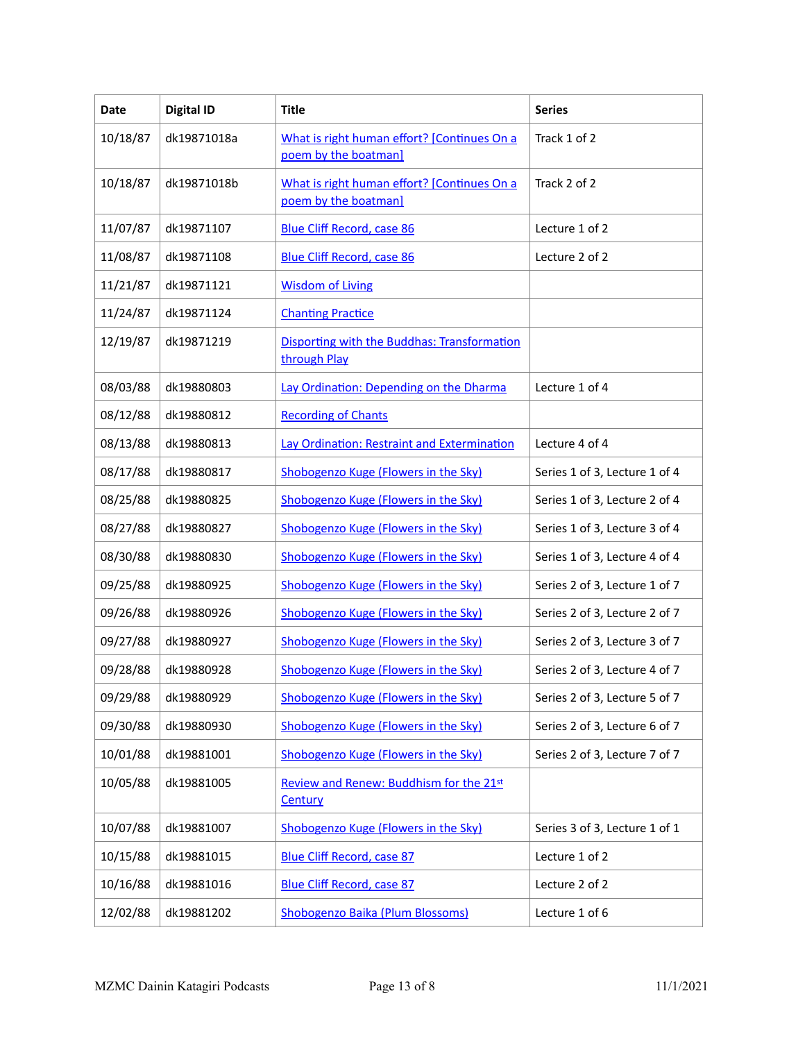| Date | Digital ID | Title | Series |
| --- | --- | --- | --- |
| 10/18/87 | dk19871018a | What is right human effort? [Continues On a poem by the boatman] | Track 1 of 2 |
| 10/18/87 | dk19871018b | What is right human effort? [Continues On a poem by the boatman] | Track 2 of 2 |
| 11/07/87 | dk19871107 | Blue Cliff Record, case 86 | Lecture 1 of 2 |
| 11/08/87 | dk19871108 | Blue Cliff Record, case 86 | Lecture 2 of 2 |
| 11/21/87 | dk19871121 | Wisdom of Living | |
| 11/24/87 | dk19871124 | Chanting Practice | |
| 12/19/87 | dk19871219 | Disporting with the Buddhas: Transformation through Play | |
| 08/03/88 | dk19880803 | Lay Ordination: Depending on the Dharma | Lecture 1 of 4 |
| 08/12/88 | dk19880812 | Recording of Chants | |
| 08/13/88 | dk19880813 | Lay Ordination: Restraint and Extermination | Lecture 4 of 4 |
| 08/17/88 | dk19880817 | Shobogenzo Kuge (Flowers in the Sky) | Series 1 of 3, Lecture 1 of 4 |
| 08/25/88 | dk19880825 | Shobogenzo Kuge (Flowers in the Sky) | Series 1 of 3, Lecture 2 of 4 |
| 08/27/88 | dk19880827 | Shobogenzo Kuge (Flowers in the Sky) | Series 1 of 3, Lecture 3 of 4 |
| 08/30/88 | dk19880830 | Shobogenzo Kuge (Flowers in the Sky) | Series 1 of 3, Lecture 4 of 4 |
| 09/25/88 | dk19880925 | Shobogenzo Kuge (Flowers in the Sky) | Series 2 of 3, Lecture 1 of 7 |
| 09/26/88 | dk19880926 | Shobogenzo Kuge (Flowers in the Sky) | Series 2 of 3, Lecture 2 of 7 |
| 09/27/88 | dk19880927 | Shobogenzo Kuge (Flowers in the Sky) | Series 2 of 3, Lecture 3 of 7 |
| 09/28/88 | dk19880928 | Shobogenzo Kuge (Flowers in the Sky) | Series 2 of 3, Lecture 4 of 7 |
| 09/29/88 | dk19880929 | Shobogenzo Kuge (Flowers in the Sky) | Series 2 of 3, Lecture 5 of 7 |
| 09/30/88 | dk19880930 | Shobogenzo Kuge (Flowers in the Sky) | Series 2 of 3, Lecture 6 of 7 |
| 10/01/88 | dk19881001 | Shobogenzo Kuge (Flowers in the Sky) | Series 2 of 3, Lecture 7 of 7 |
| 10/05/88 | dk19881005 | Review and Renew: Buddhism for the 21st Century | |
| 10/07/88 | dk19881007 | Shobogenzo Kuge (Flowers in the Sky) | Series 3 of 3, Lecture 1 of 1 |
| 10/15/88 | dk19881015 | Blue Cliff Record, case 87 | Lecture 1 of 2 |
| 10/16/88 | dk19881016 | Blue Cliff Record, case 87 | Lecture 2 of 2 |
| 12/02/88 | dk19881202 | Shobogenzo Baika (Plum Blossoms) | Lecture 1 of 6 |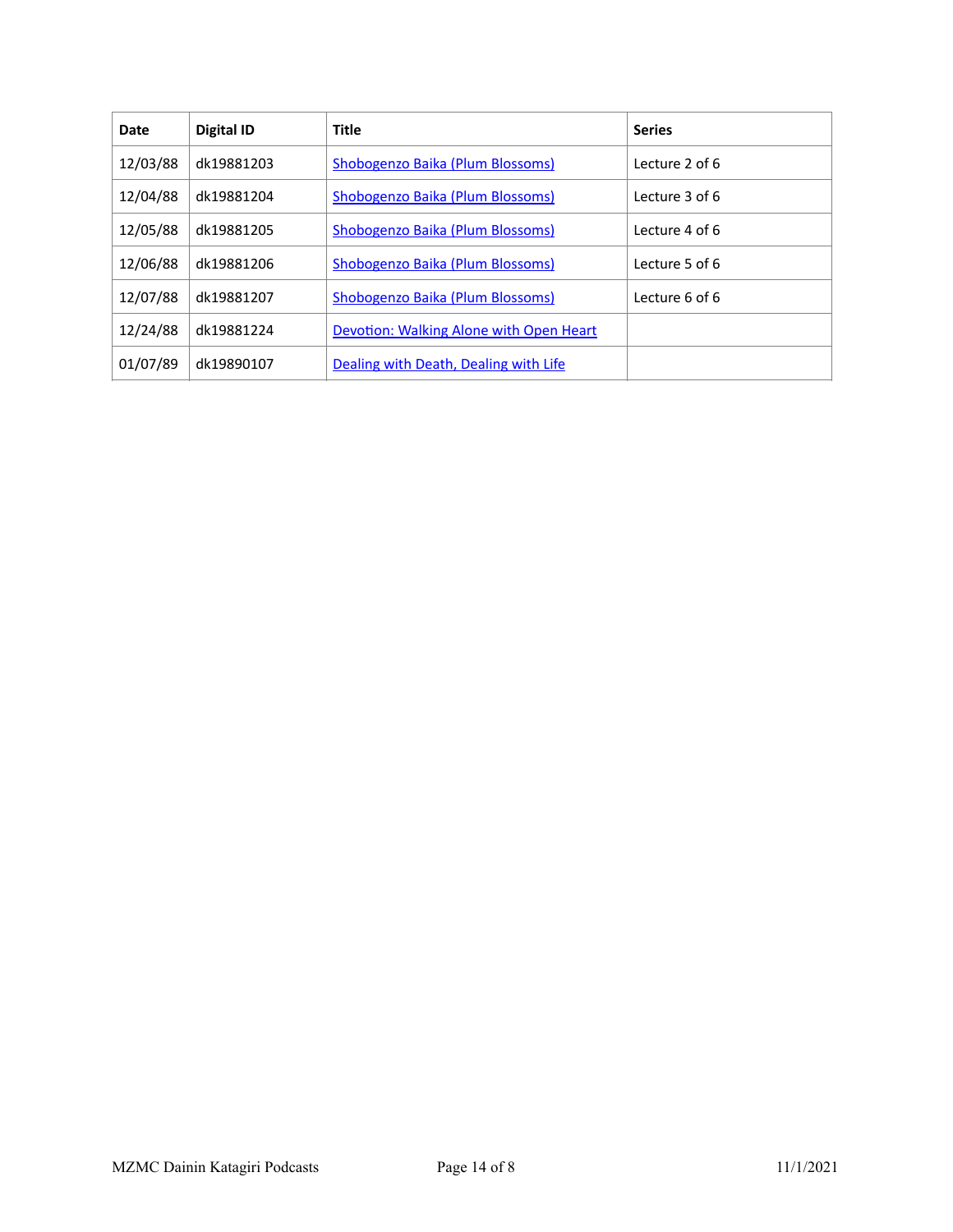| Date | Digital ID | Title | Series |
|---|---|---|---|
| 12/03/88 | dk19881203 | Shobogenzo Baika (Plum Blossoms) | Lecture 2 of 6 |
| 12/04/88 | dk19881204 | Shobogenzo Baika (Plum Blossoms) | Lecture 3 of 6 |
| 12/05/88 | dk19881205 | Shobogenzo Baika (Plum Blossoms) | Lecture 4 of 6 |
| 12/06/88 | dk19881206 | Shobogenzo Baika (Plum Blossoms) | Lecture 5 of 6 |
| 12/07/88 | dk19881207 | Shobogenzo Baika (Plum Blossoms) | Lecture 6 of 6 |
| 12/24/88 | dk19881224 | Devotion: Walking Alone with Open Heart | |
| 01/07/89 | dk19890107 | Dealing with Death, Dealing with Life | |